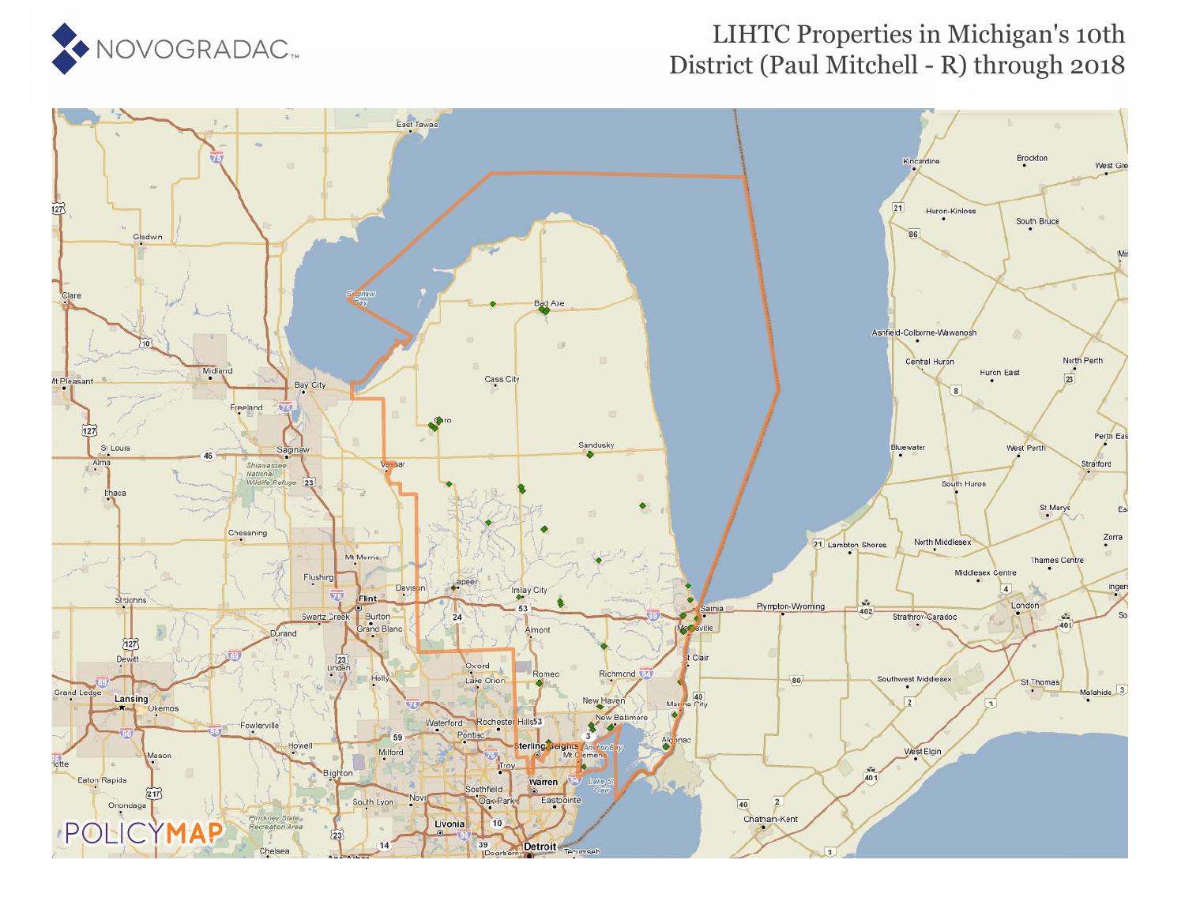# LIHTC Properties in Michigan's 10th District (Paul Mitchell - R) through 2018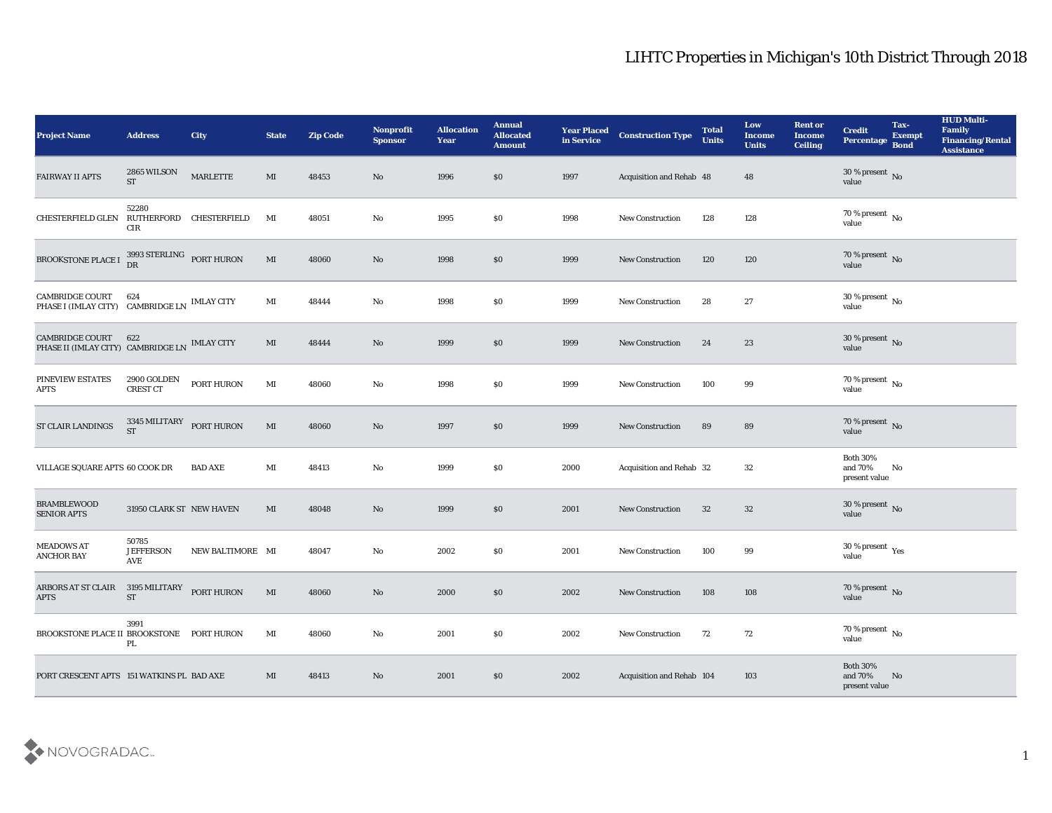# LIHTC Properties in Michigan's 10th District Through 2018

| Project Name | Address | City | State | Zip Code | Nonprofit Sponsor | Allocation Year | Annual Allocated Amount | Year Placed in Service | Construction Type | Total Units | Low Income Units | Rent or Income Ceiling | Credit Percentage | Tax-Exempt Bond | HUD Multi-Family Financing/Rental Assistance |
|---|---|---|---|---|---|---|---|---|---|---|---|---|---|---|---|
| FAIRWAY II APTS | 2865 WILSON ST | MARLETTE | MI | 48453 | No | 1996 | $0 | 1997 | Acquisition and Rehab | 48 | 48 | | 30 % present value | No | |
| CHESTERFIELD GLEN | 52280 RUTHERFORD CIR | CHESTERFIELD | MI | 48051 | No | 1995 | $0 | 1998 | New Construction | 128 | 128 | | 70 % present value | No | |
| BROOKSTONE PLACE I | 3993 STERLING DR | PORT HURON | MI | 48060 | No | 1998 | $0 | 1999 | New Construction | 120 | 120 | | 70 % present value | No | |
| CAMBRIDGE COURT PHASE I (IMLAY CITY) | 624 CAMBRIDGE LN | IMLAY CITY | MI | 48444 | No | 1998 | $0 | 1999 | New Construction | 28 | 27 | | 30 % present value | No | |
| CAMBRIDGE COURT PHASE II (IMLAY CITY) | 622 CAMBRIDGE LN | IMLAY CITY | MI | 48444 | No | 1999 | $0 | 1999 | New Construction | 24 | 23 | | 30 % present value | No | |
| PINEVIEW ESTATES APTS | 2900 GOLDEN CREST CT | PORT HURON | MI | 48060 | No | 1998 | $0 | 1999 | New Construction | 100 | 99 | | 70 % present value | No | |
| ST CLAIR LANDINGS | 3345 MILITARY ST | PORT HURON | MI | 48060 | No | 1997 | $0 | 1999 | New Construction | 89 | 89 | | 70 % present value | No | |
| VILLAGE SQUARE APTS | 60 COOK DR | BAD AXE | MI | 48413 | No | 1999 | $0 | 2000 | Acquisition and Rehab | 32 | 32 | | Both 30% and 70% present value | No | |
| BRAMBLEWOOD SENIOR APTS | 31950 CLARK ST | NEW HAVEN | MI | 48048 | No | 1999 | $0 | 2001 | New Construction | 32 | 32 | | 30 % present value | No | |
| MEADOWS AT ANCHOR BAY | 50785 JEFFERSON AVE | NEW BALTIMORE | MI | 48047 | No | 2002 | $0 | 2001 | New Construction | 100 | 99 | | 30 % present value | Yes | |
| ARBORS AT ST CLAIR APTS | 3195 MILITARY ST | PORT HURON | MI | 48060 | No | 2000 | $0 | 2002 | New Construction | 108 | 108 | | 70 % present value | No | |
| BROOKSTONE PLACE II | 3991 BROOKSTONE PL | PORT HURON | MI | 48060 | No | 2001 | $0 | 2002 | New Construction | 72 | 72 | | 70 % present value | No | |
| PORT CRESCENT APTS | 151 WATKINS PL | BAD AXE | MI | 48413 | No | 2001 | $0 | 2002 | Acquisition and Rehab | 104 | 103 | | Both 30% and 70% present value | No | |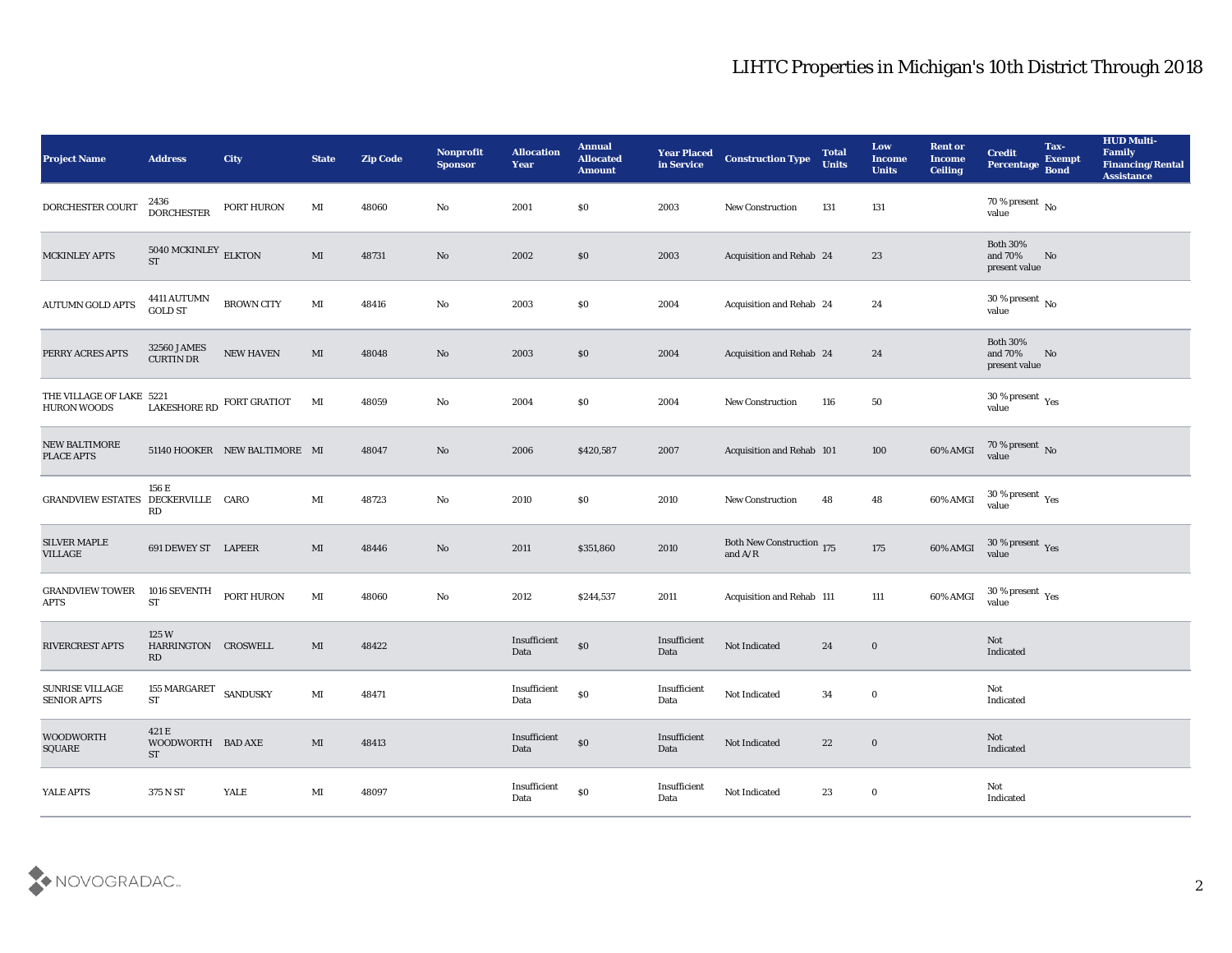# LIHTC Properties in Michigan's 10th District Through 2018

| Project Name | Address | City | State | Zip Code | Nonprofit Sponsor | Allocation Year | Annual Allocated Amount | Year Placed in Service | Construction Type | Total Units | Low Income Units | Rent or Income Ceiling | Credit Percentage | Tax-Exempt Bond | HUD Multi-Family Financing/Rental Assistance |
|---|---|---|---|---|---|---|---|---|---|---|---|---|---|---|---|
| DORCHESTER COURT | 2436 DORCHESTER | PORT HURON | MI | 48060 | No | 2001 | $0 | 2003 | New Construction | 131 | 131 | | 70 % present value | No | |
| MCKINLEY APTS | 5040 MCKINLEY ST | ELKTON | MI | 48731 | No | 2002 | $0 | 2003 | Acquisition and Rehab | 24 | 23 | | Both 30% and 70% present value | No | |
| AUTUMN GOLD APTS | 4411 AUTUMN GOLD ST | BROWN CITY | MI | 48416 | No | 2003 | $0 | 2004 | Acquisition and Rehab | 24 | 24 | | 30 % present value | No | |
| PERRY ACRES APTS | 32560 JAMES CURTIN DR | NEW HAVEN | MI | 48048 | No | 2003 | $0 | 2004 | Acquisition and Rehab | 24 | 24 | | Both 30% and 70% present value | No | |
| THE VILLAGE OF LAKE HURON WOODS | 5221 LAKESHORE RD | FORT GRATIOT | MI | 48059 | No | 2004 | $0 | 2004 | New Construction | 116 | 50 | | 30 % present value | Yes | |
| NEW BALTIMORE PLACE APTS | 51140 HOOKER | NEW BALTIMORE | MI | 48047 | No | 2006 | $420,587 | 2007 | Acquisition and Rehab | 101 | 100 | 60% AMGI | 70 % present value | No | |
| GRANDVIEW ESTATES | 156 E DECKERVILLE RD | CARO | MI | 48723 | No | 2010 | $0 | 2010 | New Construction | 48 | 48 | 60% AMGI | 30 % present value | Yes | |
| SILVER MAPLE VILLAGE | 691 DEWEY ST | LAPEER | MI | 48446 | No | 2011 | $351,860 | 2010 | Both New Construction and A/R | 175 | 175 | 60% AMGI | 30 % present value | Yes | |
| GRANDVIEW TOWER APTS | 1016 SEVENTH ST | PORT HURON | MI | 48060 | No | 2012 | $244,537 | 2011 | Acquisition and Rehab | 111 | 111 | 60% AMGI | 30 % present value | Yes | |
| RIVERCREST APTS | 125 W HARRINGTON RD | CROSWELL | MI | 48422 | | Insufficient Data | $0 | Insufficient Data | Not Indicated | 24 | 0 | | Not Indicated | | |
| SUNRISE VILLAGE SENIOR APTS | 155 MARGARET ST | SANDUSKY | MI | 48471 | | Insufficient Data | $0 | Insufficient Data | Not Indicated | 34 | 0 | | Not Indicated | | |
| WOODWORTH SQUARE | 421 E WOODWORTH ST | BAD AXE | MI | 48413 | | Insufficient Data | $0 | Insufficient Data | Not Indicated | 22 | 0 | | Not Indicated | | |
| YALE APTS | 375 N ST | YALE | MI | 48097 | | Insufficient Data | $0 | Insufficient Data | Not Indicated | 23 | 0 | | Not Indicated | | |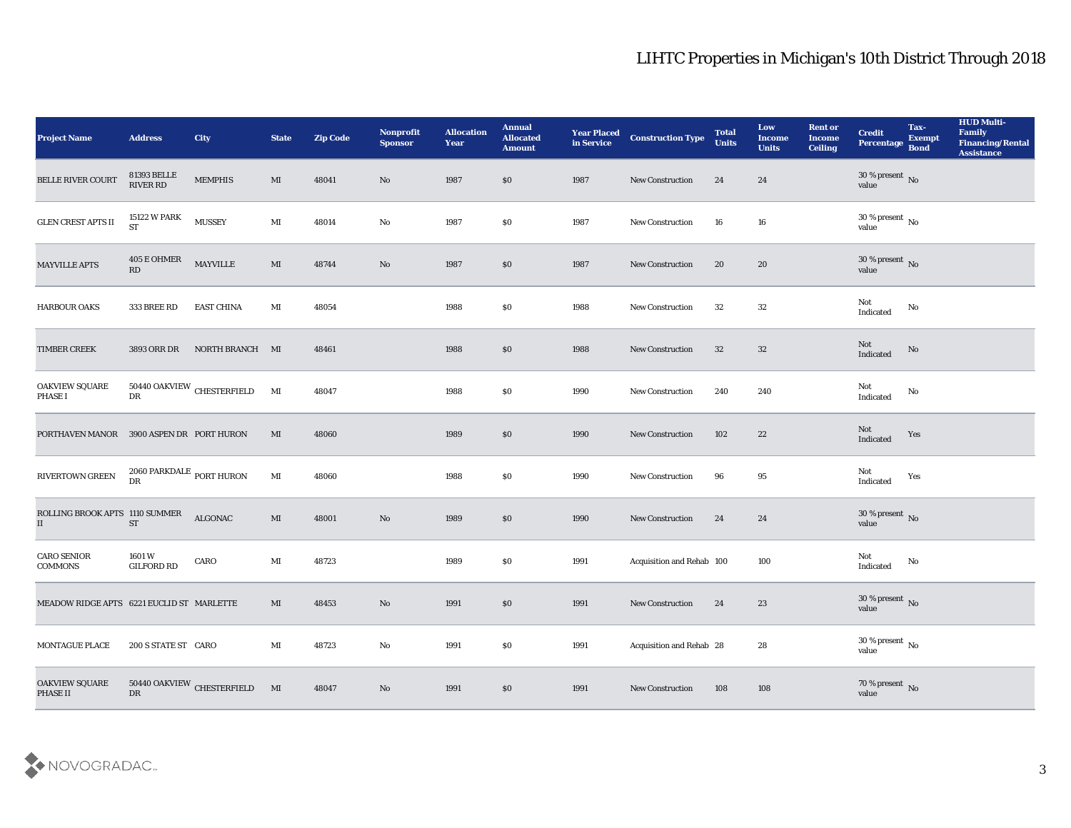# LIHTC Properties in Michigan's 10th District Through 2018

| Project Name | Address | City | State | Zip Code | Nonprofit Sponsor | Allocation Year | Annual Allocated Amount | Year Placed in Service | Construction Type | Total Units | Low Income Units | Rent or Income Ceiling | Credit Percentage | Tax-Exempt Bond | HUD Multi-Family Financing/Rental Assistance |
|---|---|---|---|---|---|---|---|---|---|---|---|---|---|---|---|
| BELLE RIVER COURT | 81393 BELLE RIVER RD | MEMPHIS | MI | 48041 | No | 1987 | $0 | 1987 | New Construction | 24 | 24 | | 30 % present value | No | |
| GLEN CREST APTS II | 15122 W PARK ST | MUSSEY | MI | 48014 | No | 1987 | $0 | 1987 | New Construction | 16 | 16 | | 30 % present value | No | |
| MAYVILLE APTS | 405 E OHMER RD | MAYVILLE | MI | 48744 | No | 1987 | $0 | 1987 | New Construction | 20 | 20 | | 30 % present value | No | |
| HARBOUR OAKS | 333 BREE RD | EAST CHINA | MI | 48054 | | 1988 | $0 | 1988 | New Construction | 32 | 32 | | Not Indicated | No | |
| TIMBER CREEK | 3893 ORR DR | NORTH BRANCH | MI | 48461 | | 1988 | $0 | 1988 | New Construction | 32 | 32 | | Not Indicated | No | |
| OAKVIEW SQUARE PHASE I | 50440 OAKVIEW DR | CHESTERFIELD | MI | 48047 | | 1988 | $0 | 1990 | New Construction | 240 | 240 | | Not Indicated | No | |
| PORTHAVEN MANOR | 3900 ASPEN DR | PORT HURON | MI | 48060 | | 1989 | $0 | 1990 | New Construction | 102 | 22 | | Not Indicated | Yes | |
| RIVERTOWN GREEN | 2060 PARKDALE DR | PORT HURON | MI | 48060 | | 1988 | $0 | 1990 | New Construction | 96 | 95 | | Not Indicated | Yes | |
| ROLLING BROOK APTS II | 1110 SUMMER ST | ALGONAC | MI | 48001 | No | 1989 | $0 | 1990 | New Construction | 24 | 24 | | 30 % present value | No | |
| CARO SENIOR COMMONS | 1601 W GILFORD RD | CARO | MI | 48723 | | 1989 | $0 | 1991 | Acquisition and Rehab | 100 | 100 | | Not Indicated | No | |
| MEADOW RIDGE APTS | 6221 EUCLID ST | MARLETTE | MI | 48453 | No | 1991 | $0 | 1991 | New Construction | 24 | 23 | | 30 % present value | No | |
| MONTAGUE PLACE | 200 S STATE ST | CARO | MI | 48723 | No | 1991 | $0 | 1991 | Acquisition and Rehab | 28 | 28 | | 30 % present value | No | |
| OAKVIEW SQUARE PHASE II | 50440 OAKVIEW DR | CHESTERFIELD | MI | 48047 | No | 1991 | $0 | 1991 | New Construction | 108 | 108 | | 70 % present value | No | |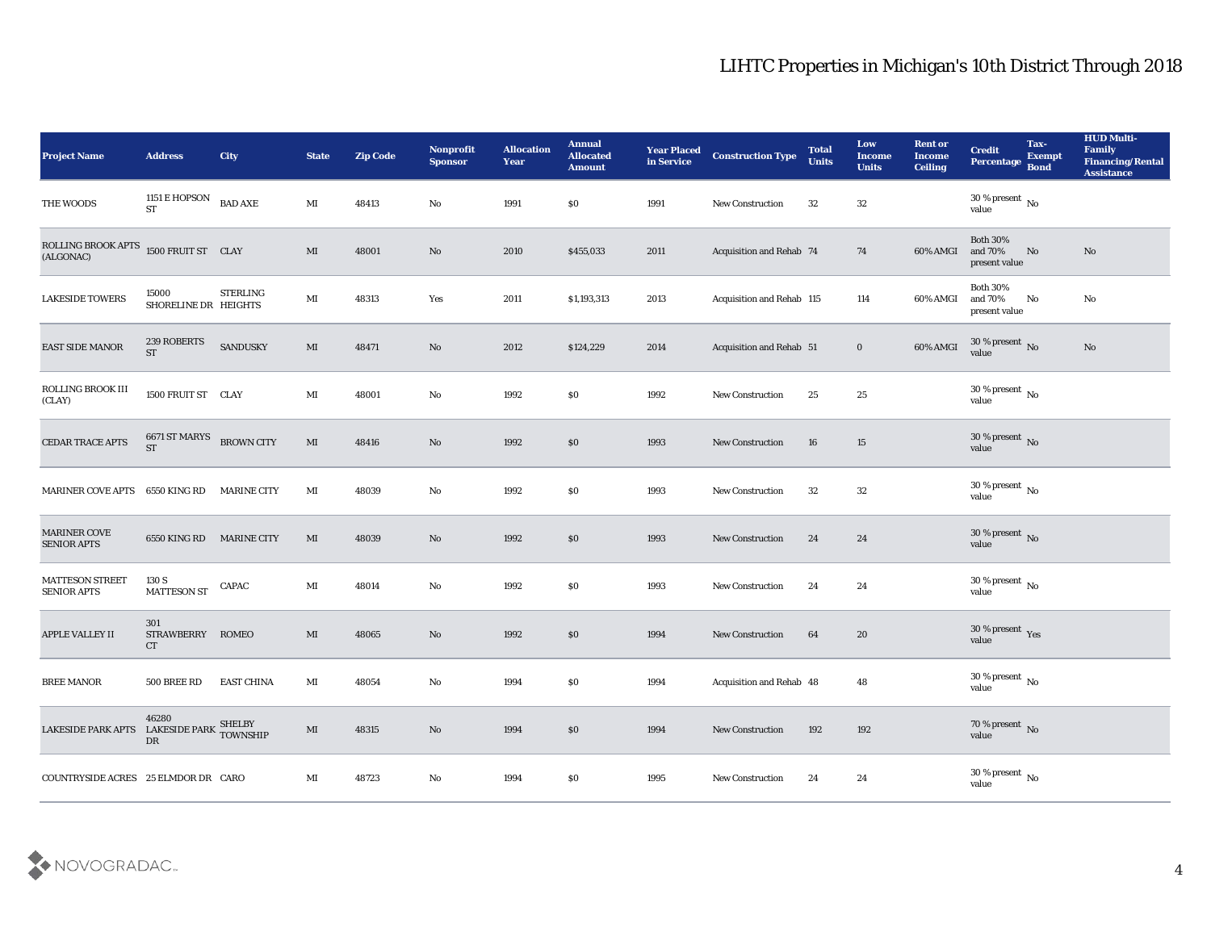# LIHTC Properties in Michigan's 10th District Through 2018

| Project Name | Address | City | State | Zip Code | Nonprofit Sponsor | Allocation Year | Annual Allocated Amount | Year Placed in Service | Construction Type | Total Units | Low Income Units | Rent or Income Ceiling | Credit Percentage | Tax-Exempt Bond | HUD Multi-Family Financing/Rental Assistance |
|---|---|---|---|---|---|---|---|---|---|---|---|---|---|---|---|
| THE WOODS | 1151 E HOPSON ST | BAD AXE | MI | 48413 | No | 1991 | $0 | 1991 | New Construction | 32 | 32 | | 30 % present value | No | |
| ROLLING BROOK APTS (ALGONAC) | 1500 FRUIT ST | CLAY | MI | 48001 | No | 2010 | $455,033 | 2011 | Acquisition and Rehab | 74 | 74 | 60% AMGI | Both 30% and 70% present value | No | No |
| LAKESIDE TOWERS | 15000 SHORELINE DR | STERLING HEIGHTS | MI | 48313 | Yes | 2011 | $1,193,313 | 2013 | Acquisition and Rehab | 115 | 114 | 60% AMGI | Both 30% and 70% present value | No | No |
| EAST SIDE MANOR | 239 ROBERTS ST | SANDUSKY | MI | 48471 | No | 2012 | $124,229 | 2014 | Acquisition and Rehab | 51 | 0 | 60% AMGI | 30 % present value | No | No |
| ROLLING BROOK III (CLAY) | 1500 FRUIT ST | CLAY | MI | 48001 | No | 1992 | $0 | 1992 | New Construction | 25 | 25 | | 30 % present value | No | |
| CEDAR TRACE APTS | 6671 ST MARYS ST | BROWN CITY | MI | 48416 | No | 1992 | $0 | 1993 | New Construction | 16 | 15 | | 30 % present value | No | |
| MARINER COVE APTS | 6550 KING RD | MARINE CITY | MI | 48039 | No | 1992 | $0 | 1993 | New Construction | 32 | 32 | | 30 % present value | No | |
| MARINER COVE SENIOR APTS | 6550 KING RD | MARINE CITY | MI | 48039 | No | 1992 | $0 | 1993 | New Construction | 24 | 24 | | 30 % present value | No | |
| MATTESON STREET SENIOR APTS | 130 S MATTESON ST | CAPAC | MI | 48014 | No | 1992 | $0 | 1993 | New Construction | 24 | 24 | | 30 % present value | No | |
| APPLE VALLEY II | 301 STRAWBERRY CT | ROMEO | MI | 48065 | No | 1992 | $0 | 1994 | New Construction | 64 | 20 | | 30 % present value | Yes | |
| BREE MANOR | 500 BREE RD | EAST CHINA | MI | 48054 | No | 1994 | $0 | 1994 | Acquisition and Rehab | 48 | 48 | | 30 % present value | No | |
| LAKESIDE PARK APTS | 46280 LAKESIDE PARK DR | SHELBY TOWNSHIP | MI | 48315 | No | 1994 | $0 | 1994 | New Construction | 192 | 192 | | 70 % present value | No | |
| COUNTRYSIDE ACRES | 25 ELMDOR DR | CARO | MI | 48723 | No | 1994 | $0 | 1995 | New Construction | 24 | 24 | | 30 % present value | No | |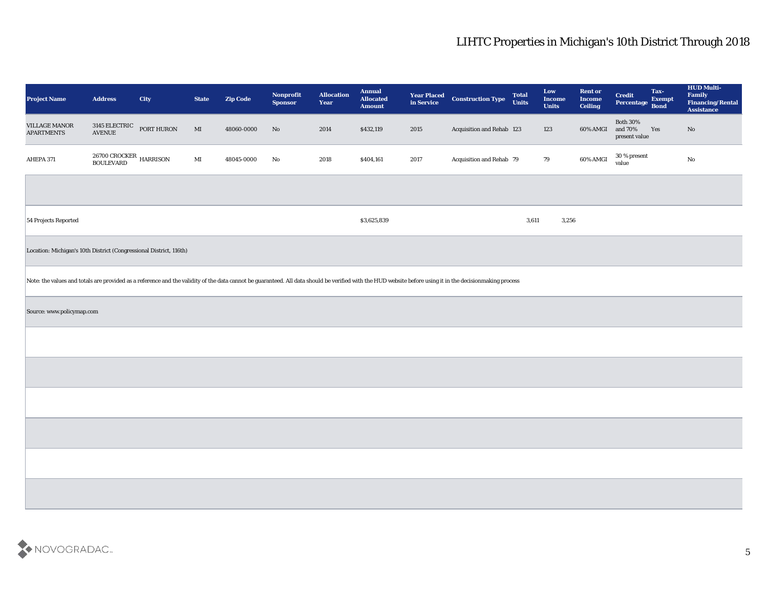# LIHTC Properties in Michigan's 10th District Through 2018

| Project Name | Address | City | State | Zip Code | Nonprofit Sponsor | Allocation Year | Annual Allocated Amount | Year Placed in Service | Construction Type | Total Units | Low Income Units | Rent or Income Ceiling | Credit Percentage | Tax-Exempt Bond | HUD Multi-Family Financing/Rental Assistance |
|---|---|---|---|---|---|---|---|---|---|---|---|---|---|---|---|
| VILLAGE MANOR APARTMENTS | 3145 ELECTRIC AVENUE | PORT HURON | MI | 48060-0000 | No | 2014 | $432,119 | 2015 | Acquisition and Rehab | 123 | 123 | 60% AMGI | Both 30% and 70% present value | Yes | No |
| AHEPA 371 | 26700 CROCKER BOULEVARD | HARRISON | MI | 48045-0000 | No | 2018 | $404,161 | 2017 | Acquisition and Rehab | 79 | 79 | 60% AMGI | 30 % present value | | No |
| | | | | | | | | | | | | | | | |
| 54 Projects Reported | | | | | | | $3,625,839 | | | 3,611 | 3,256 | | | | |

Location: Michigan's 10th District (Congressional District, 116th)

Note: the values and totals are provided as a reference and the validity of the data cannot be guaranteed. All data should be verified with the HUD website before using it in the decisionmaking process

Source: www.policymap.com